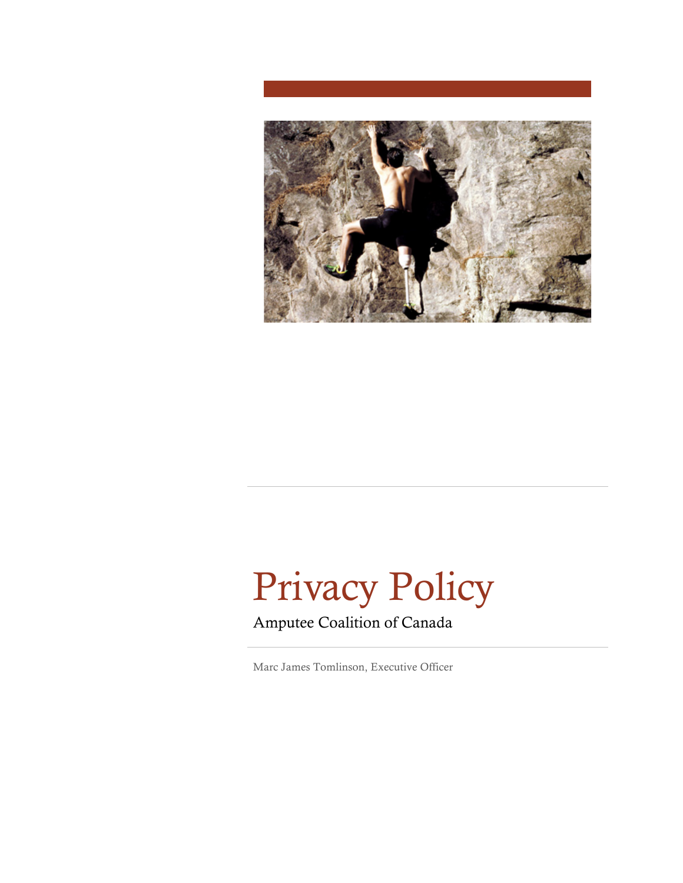# Privacy Policy

## Amputee Coalition of Canada

Marc James Tomlinson, Executive Officer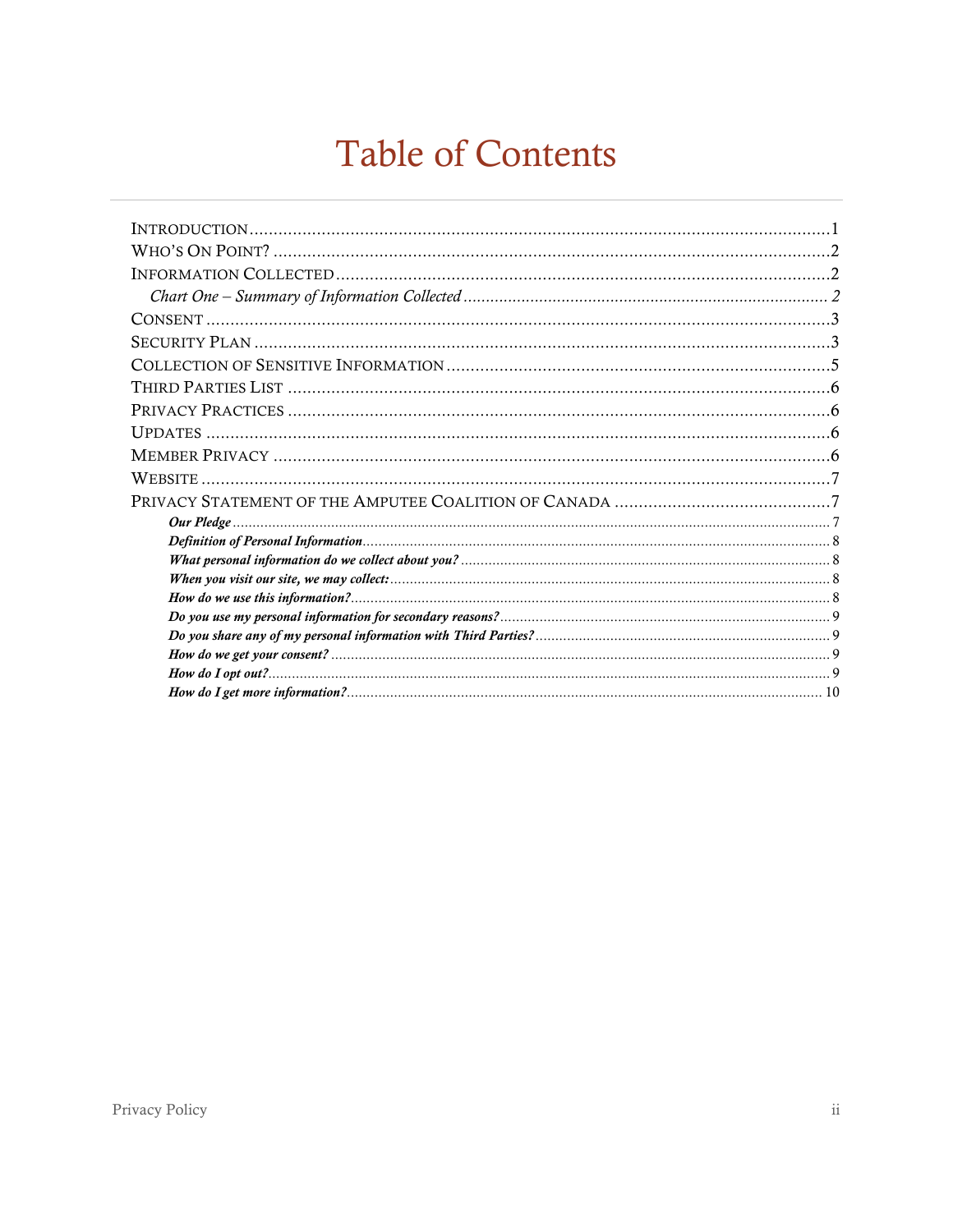# Table of Contents

- INTRODUCTION ........................................................................ 1
- WHO'S ON POINT? .................................................................... 2
- INFORMATION COLLECTED ............................................................. 2
  - *Chart One – Summary of Information Collected* ....................................... 2
- CONSENT ................................................................................ 3
- SECURITY PLAN ......................................................................... 3
- COLLECTION OF SENSITIVE INFORMATION ........................................... 5
- THIRD PARTIES LIST .................................................................... 6
- PRIVACY PRACTICES .................................................................... 6
- UPDATES ................................................................................. 6
- MEMBER PRIVACY ....................................................................... 6
- WEBSITE .................................................................................. 7
- PRIVACY STATEMENT OF THE AMPUTEE COALITION OF CANADA .......................... 7
  - ***Our Pledge*** ........................................................................ 7
  - ***Definition of Personal Information*** ................................................ 8
  - ***What personal information do we collect about you?*** ............................. 8
  - ***When you visit our site, we may collect:*** ......................................... 8
  - ***How do we use this information?*** .................................................. 8
  - ***Do you use my personal information for secondary reasons?*** ..................... 9
  - ***Do you share any of my personal information with Third Parties?*** ............... 9
  - ***How do we get your consent?*** ....................................................... 9
  - ***How do I opt out?*** ................................................................. 9
  - ***How do I get more information?*** ................................................... 10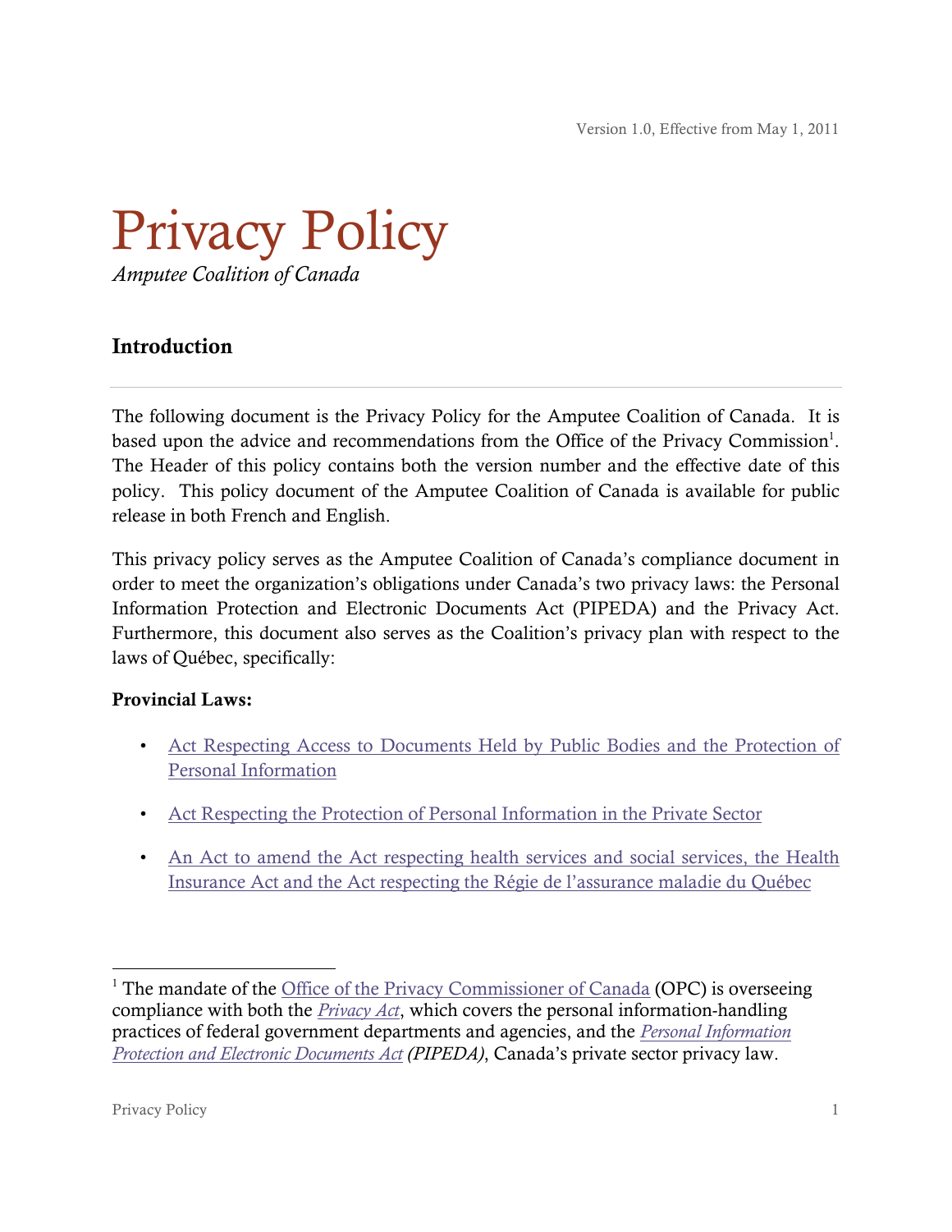Version 1.0, Effective from May 1, 2011

# Privacy Policy

*Amputee Coalition of Canada*

## Introduction

The following document is the Privacy Policy for the Amputee Coalition of Canada. It is based upon the advice and recommendations from the Office of the Privacy Commission[1]. The Header of this policy contains both the version number and the effective date of this policy. This policy document of the Amputee Coalition of Canada is available for public release in both French and English.

This privacy policy serves as the Amputee Coalition of Canada's compliance document in order to meet the organization's obligations under Canada's two privacy laws: the Personal Information Protection and Electronic Documents Act (PIPEDA) and the Privacy Act. Furthermore, this document also serves as the Coalition's privacy plan with respect to the laws of Québec, specifically:

**Provincial Laws:**

- Act Respecting Access to Documents Held by Public Bodies and the Protection of Personal Information
- Act Respecting the Protection of Personal Information in the Private Sector
- An Act to amend the Act respecting health services and social services, the Health Insurance Act and the Act respecting the Régie de l'assurance maladie du Québec

---

[1] The mandate of the Office of the Privacy Commissioner of Canada (OPC) is overseeing compliance with both the *Privacy Act*, which covers the personal information-handling practices of federal government departments and agencies, and the *Personal Information Protection and Electronic Documents Act (PIPEDA)*, Canada's private sector privacy law.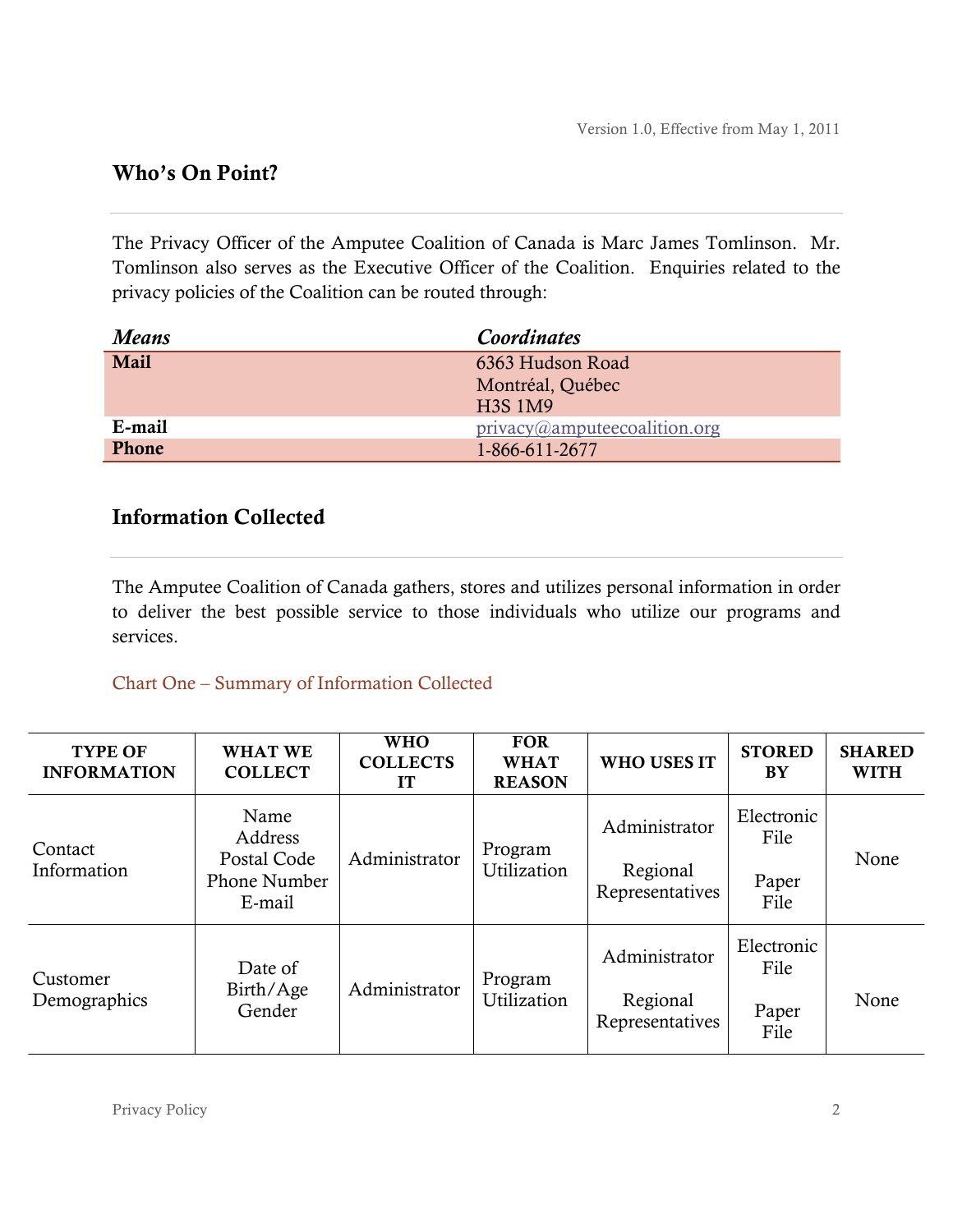## Who's On Point?

The Privacy Officer of the Amputee Coalition of Canada is Marc James Tomlinson. Mr. Tomlinson also serves as the Executive Officer of the Coalition. Enquiries related to the privacy policies of the Coalition can be routed through:

| ***Means*** | ***Coordinates*** |
|---|---|
| **Mail** | 6363 Hudson Road<br>Montréal, Québec<br>H3S 1M9 |
| **E-mail** | privacy@amputeecoalition.org |
| **Phone** | 1-866-611-2677 |

## Information Collected

The Amputee Coalition of Canada gathers, stores and utilizes personal information in order to deliver the best possible service to those individuals who utilize our programs and services.

Chart One – Summary of Information Collected

| TYPE OF INFORMATION | WHAT WE COLLECT | WHO COLLECTS IT | FOR WHAT REASON | WHO USES IT | STORED BY | SHARED WITH |
|---|---|---|---|---|---|---|
| Contact Information | Name<br>Address<br>Postal Code<br>Phone Number<br>E-mail | Administrator | Program Utilization | Administrator<br><br>Regional Representatives | Electronic File<br><br>Paper File | None |
| Customer Demographics | Date of Birth/Age<br>Gender | Administrator | Program Utilization | Administrator<br><br>Regional Representatives | Electronic File<br><br>Paper File | None |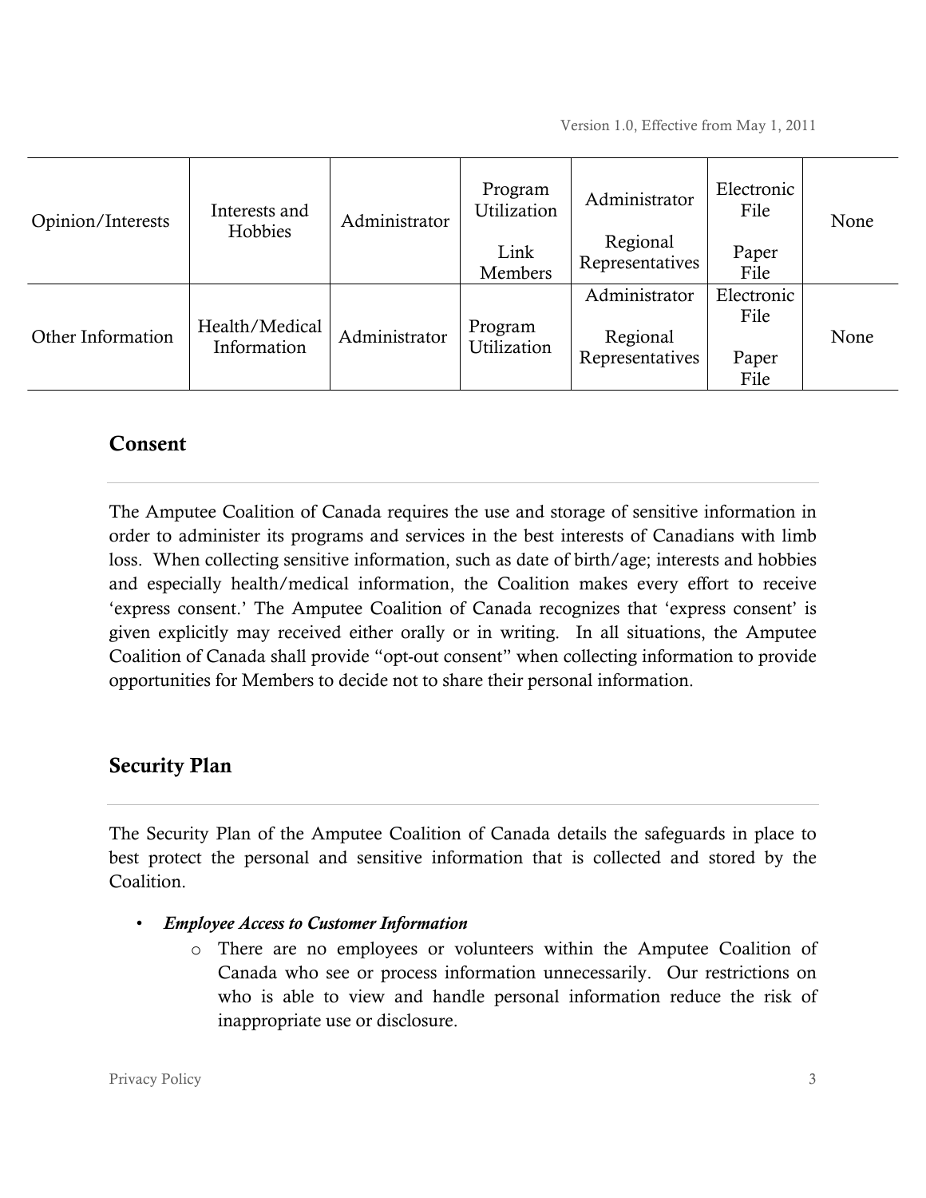| | | | | | | |
|---|---|---|---|---|---|---|
| Opinion/Interests | Interests and Hobbies | Administrator | Program Utilization<br><br>Link Members | Administrator<br><br>Regional Representatives | Electronic File<br><br>Paper File | None |
| Other Information | Health/Medical Information | Administrator | Program Utilization | Administrator<br><br>Regional Representatives | Electronic File<br><br>Paper File | None |

## Consent

The Amputee Coalition of Canada requires the use and storage of sensitive information in order to administer its programs and services in the best interests of Canadians with limb loss. When collecting sensitive information, such as date of birth/age; interests and hobbies and especially health/medical information, the Coalition makes every effort to receive 'express consent.' The Amputee Coalition of Canada recognizes that 'express consent' is given explicitly may received either orally or in writing. In all situations, the Amputee Coalition of Canada shall provide "opt-out consent" when collecting information to provide opportunities for Members to decide not to share their personal information.

## Security Plan

The Security Plan of the Amputee Coalition of Canada details the safeguards in place to best protect the personal and sensitive information that is collected and stored by the Coalition.

- ***Employee Access to Customer Information***
  - There are no employees or volunteers within the Amputee Coalition of Canada who see or process information unnecessarily. Our restrictions on who is able to view and handle personal information reduce the risk of inappropriate use or disclosure.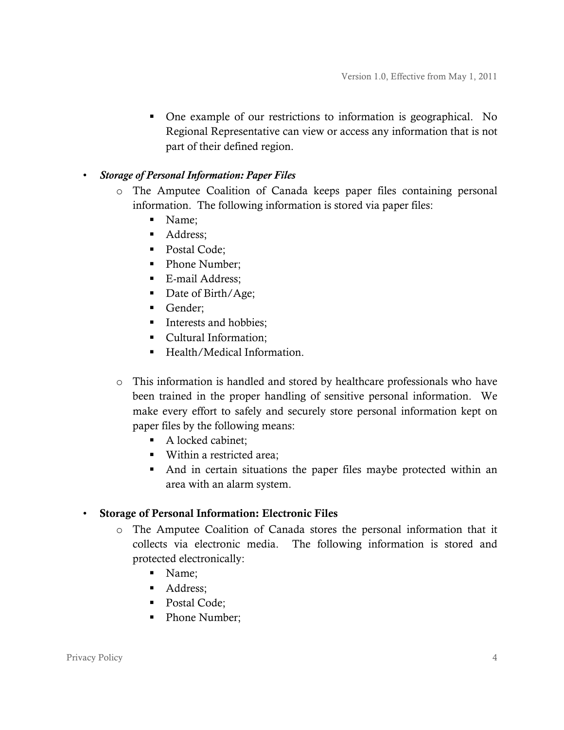- One example of our restrictions to information is geographical. No Regional Representative can view or access any information that is not part of their defined region.

- ***Storage of Personal Information: Paper Files***
    - The Amputee Coalition of Canada keeps paper files containing personal information. The following information is stored via paper files:
        - Name;
        - Address;
        - Postal Code;
        - Phone Number;
        - E-mail Address;
        - Date of Birth/Age;
        - Gender;
        - Interests and hobbies;
        - Cultural Information;
        - Health/Medical Information.

    - This information is handled and stored by healthcare professionals who have been trained in the proper handling of sensitive personal information. We make every effort to safely and securely store personal information kept on paper files by the following means:
        - A locked cabinet;
        - Within a restricted area;
        - And in certain situations the paper files maybe protected within an area with an alarm system.

- **Storage of Personal Information: Electronic Files**
    - The Amputee Coalition of Canada stores the personal information that it collects via electronic media. The following information is stored and protected electronically:
        - Name;
        - Address;
        - Postal Code;
        - Phone Number;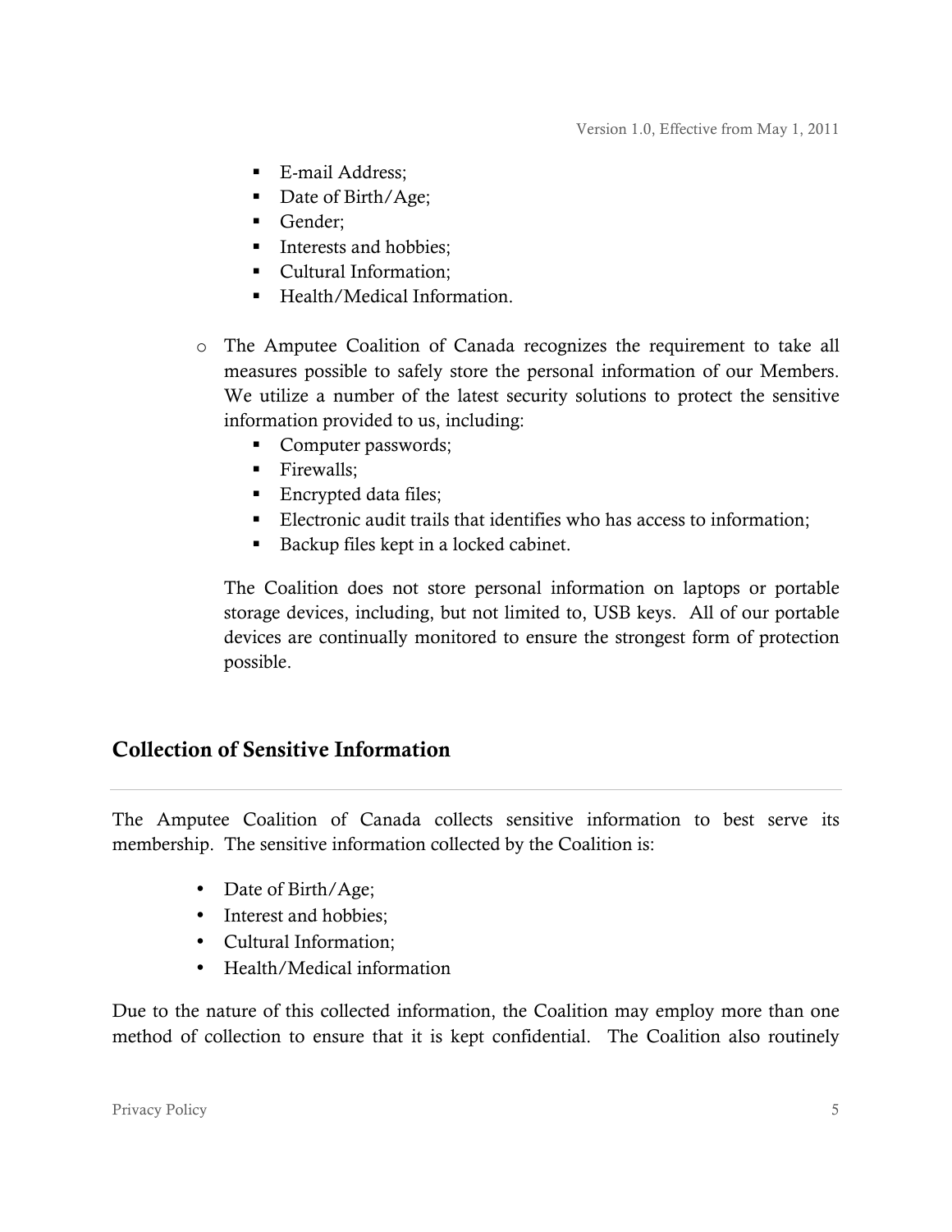- E-mail Address;
        - Date of Birth/Age;
        - Gender;
        - Interests and hobbies;
        - Cultural Information;
        - Health/Medical Information.

    - The Amputee Coalition of Canada recognizes the requirement to take all measures possible to safely store the personal information of our Members. We utilize a number of the latest security solutions to protect the sensitive information provided to us, including:
        - Computer passwords;
        - Firewalls;
        - Encrypted data files;
        - Electronic audit trails that identifies who has access to information;
        - Backup files kept in a locked cabinet.

      The Coalition does not store personal information on laptops or portable storage devices, including, but not limited to, USB keys. All of our portable devices are continually monitored to ensure the strongest form of protection possible.

## Collection of Sensitive Information

The Amputee Coalition of Canada collects sensitive information to best serve its membership. The sensitive information collected by the Coalition is:

- Date of Birth/Age;
- Interest and hobbies;
- Cultural Information;
- Health/Medical information

Due to the nature of this collected information, the Coalition may employ more than one method of collection to ensure that it is kept confidential. The Coalition also routinely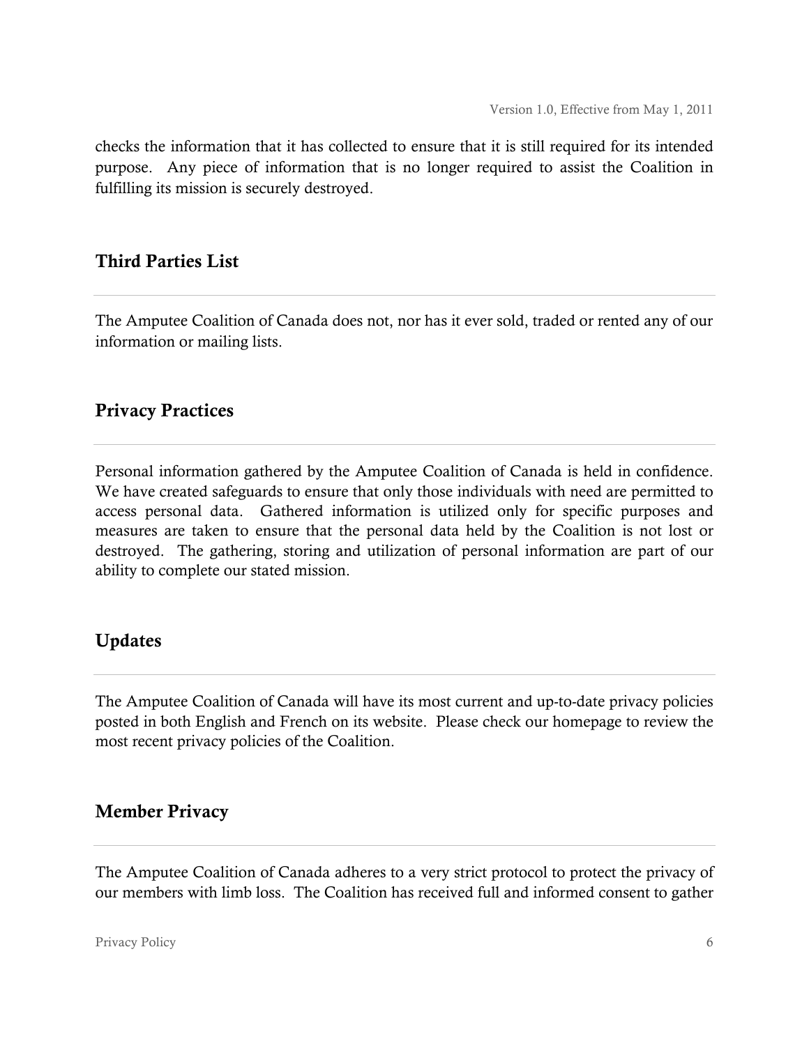checks the information that it has collected to ensure that it is still required for its intended purpose. Any piece of information that is no longer required to assist the Coalition in fulfilling its mission is securely destroyed.

## Third Parties List

The Amputee Coalition of Canada does not, nor has it ever sold, traded or rented any of our information or mailing lists.

## Privacy Practices

Personal information gathered by the Amputee Coalition of Canada is held in confidence. We have created safeguards to ensure that only those individuals with need are permitted to access personal data. Gathered information is utilized only for specific purposes and measures are taken to ensure that the personal data held by the Coalition is not lost or destroyed. The gathering, storing and utilization of personal information are part of our ability to complete our stated mission.

## Updates

The Amputee Coalition of Canada will have its most current and up-to-date privacy policies posted in both English and French on its website. Please check our homepage to review the most recent privacy policies of the Coalition.

## Member Privacy

The Amputee Coalition of Canada adheres to a very strict protocol to protect the privacy of our members with limb loss. The Coalition has received full and informed consent to gather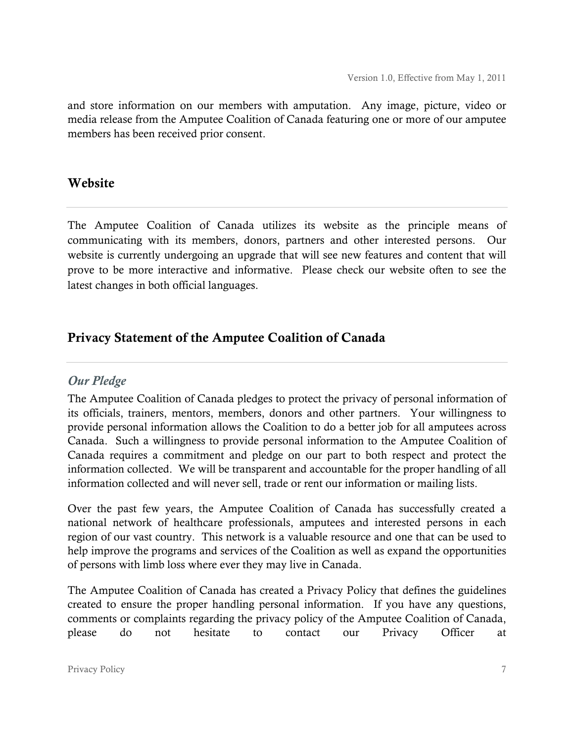and store information on our members with amputation. Any image, picture, video or media release from the Amputee Coalition of Canada featuring one or more of our amputee members has been received prior consent.

## Website

The Amputee Coalition of Canada utilizes its website as the principle means of communicating with its members, donors, partners and other interested persons. Our website is currently undergoing an upgrade that will see new features and content that will prove to be more interactive and informative. Please check our website often to see the latest changes in both official languages.

## Privacy Statement of the Amputee Coalition of Canada

### *Our Pledge*

The Amputee Coalition of Canada pledges to protect the privacy of personal information of its officials, trainers, mentors, members, donors and other partners. Your willingness to provide personal information allows the Coalition to do a better job for all amputees across Canada. Such a willingness to provide personal information to the Amputee Coalition of Canada requires a commitment and pledge on our part to both respect and protect the information collected. We will be transparent and accountable for the proper handling of all information collected and will never sell, trade or rent our information or mailing lists.

Over the past few years, the Amputee Coalition of Canada has successfully created a national network of healthcare professionals, amputees and interested persons in each region of our vast country. This network is a valuable resource and one that can be used to help improve the programs and services of the Coalition as well as expand the opportunities of persons with limb loss where ever they may live in Canada.

The Amputee Coalition of Canada has created a Privacy Policy that defines the guidelines created to ensure the proper handling personal information. If you have any questions, comments or complaints regarding the privacy policy of the Amputee Coalition of Canada, please do not hesitate to contact our Privacy Officer at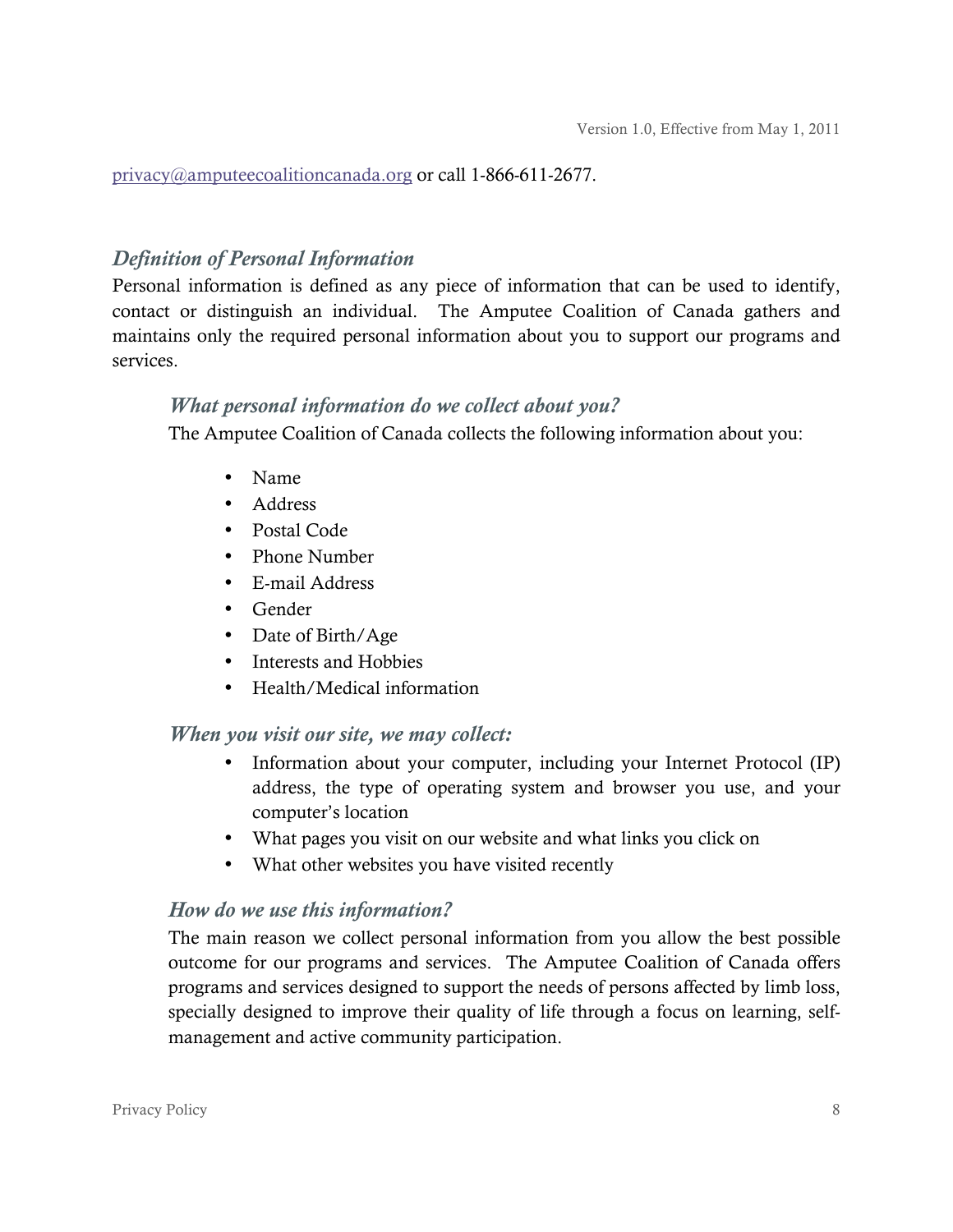[privacy@amputeecoalitioncanada.org](mailto:privacy@amputeecoalitioncanada.org) or call 1-866-611-2677.

## *Definition of Personal Information*

Personal information is defined as any piece of information that can be used to identify, contact or distinguish an individual. The Amputee Coalition of Canada gathers and maintains only the required personal information about you to support our programs and services.

### *What personal information do we collect about you?*

The Amputee Coalition of Canada collects the following information about you:

- Name
- Address
- Postal Code
- Phone Number
- E-mail Address
- Gender
- Date of Birth/Age
- Interests and Hobbies
- Health/Medical information

### *When you visit our site, we may collect:*

- Information about your computer, including your Internet Protocol (IP) address, the type of operating system and browser you use, and your computer's location
- What pages you visit on our website and what links you click on
- What other websites you have visited recently

### *How do we use this information?*

The main reason we collect personal information from you allow the best possible outcome for our programs and services. The Amputee Coalition of Canada offers programs and services designed to support the needs of persons affected by limb loss, specially designed to improve their quality of life through a focus on learning, self-management and active community participation.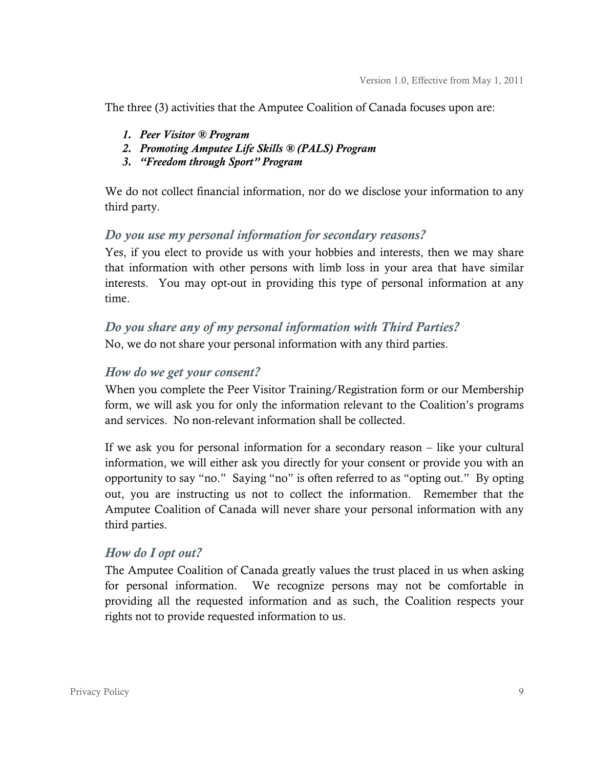The three (3) activities that the Amputee Coalition of Canada focuses upon are:

1. ***Peer Visitor ® Program***
2. ***Promoting Amputee Life Skills ® (PALS) Program***
3. ***"Freedom through Sport" Program***

We do not collect financial information, nor do we disclose your information to any third party.

### *Do you use my personal information for secondary reasons?*

Yes, if you elect to provide us with your hobbies and interests, then we may share that information with other persons with limb loss in your area that have similar interests. You may opt-out in providing this type of personal information at any time.

### *Do you share any of my personal information with Third Parties?*

No, we do not share your personal information with any third parties.

### *How do we get your consent?*

When you complete the Peer Visitor Training/Registration form or our Membership form, we will ask you for only the information relevant to the Coalition's programs and services. No non-relevant information shall be collected.

If we ask you for personal information for a secondary reason – like your cultural information, we will either ask you directly for your consent or provide you with an opportunity to say "no." Saying "no" is often referred to as "opting out." By opting out, you are instructing us not to collect the information. Remember that the Amputee Coalition of Canada will never share your personal information with any third parties.

### *How do I opt out?*

The Amputee Coalition of Canada greatly values the trust placed in us when asking for personal information. We recognize persons may not be comfortable in providing all the requested information and as such, the Coalition respects your rights not to provide requested information to us.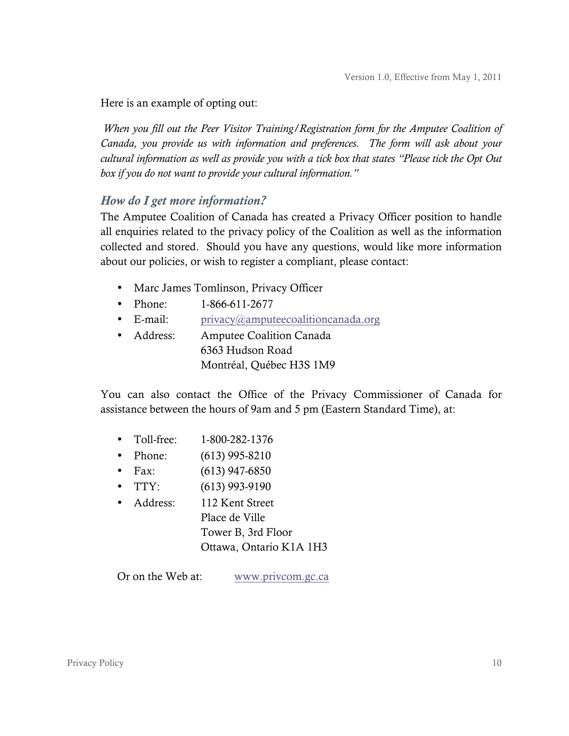Here is an example of opting out:

*When you fill out the Peer Visitor Training/Registration form for the Amputee Coalition of Canada, you provide us with information and preferences. The form will ask about your cultural information as well as provide you with a tick box that states "Please tick the Opt Out box if you do not want to provide your cultural information."*

### *How do I get more information?*

The Amputee Coalition of Canada has created a Privacy Officer position to handle all enquiries related to the privacy policy of the Coalition as well as the information collected and stored. Should you have any questions, would like more information about our policies, or wish to register a compliant, please contact:

- Marc James Tomlinson, Privacy Officer
- Phone: 1-866-611-2677
- E-mail: privacy@amputeecoalitioncanada.org
- Address: Amputee Coalition Canada
  6363 Hudson Road
  Montréal, Québec H3S 1M9

You can also contact the Office of the Privacy Commissioner of Canada for assistance between the hours of 9am and 5 pm (Eastern Standard Time), at:

- Toll-free: 1-800-282-1376
- Phone: (613) 995-8210
- Fax: (613) 947-6850
- TTY: (613) 993-9190
- Address: 112 Kent Street
  Place de Ville
  Tower B, 3rd Floor
  Ottawa, Ontario K1A 1H3

Or on the Web at: www.privcom.gc.ca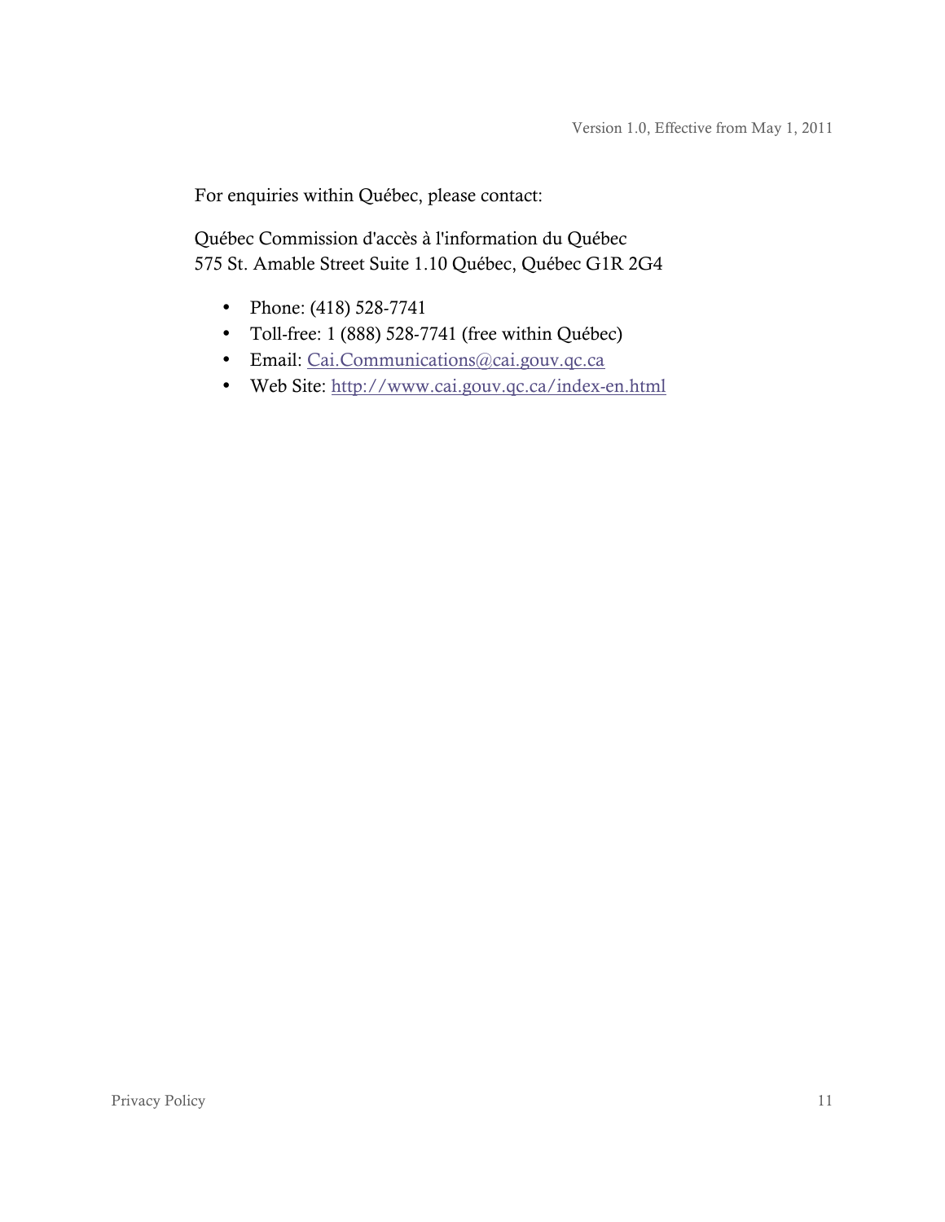For enquiries within Québec, please contact:

Québec Commission d'accès à l'information du Québec
575 St. Amable Street Suite 1.10 Québec, Québec G1R 2G4

- Phone: (418) 528-7741
- Toll-free: 1 (888) 528-7741 (free within Québec)
- Email: Cai.Communications@cai.gouv.qc.ca
- Web Site: http://www.cai.gouv.qc.ca/index-en.html